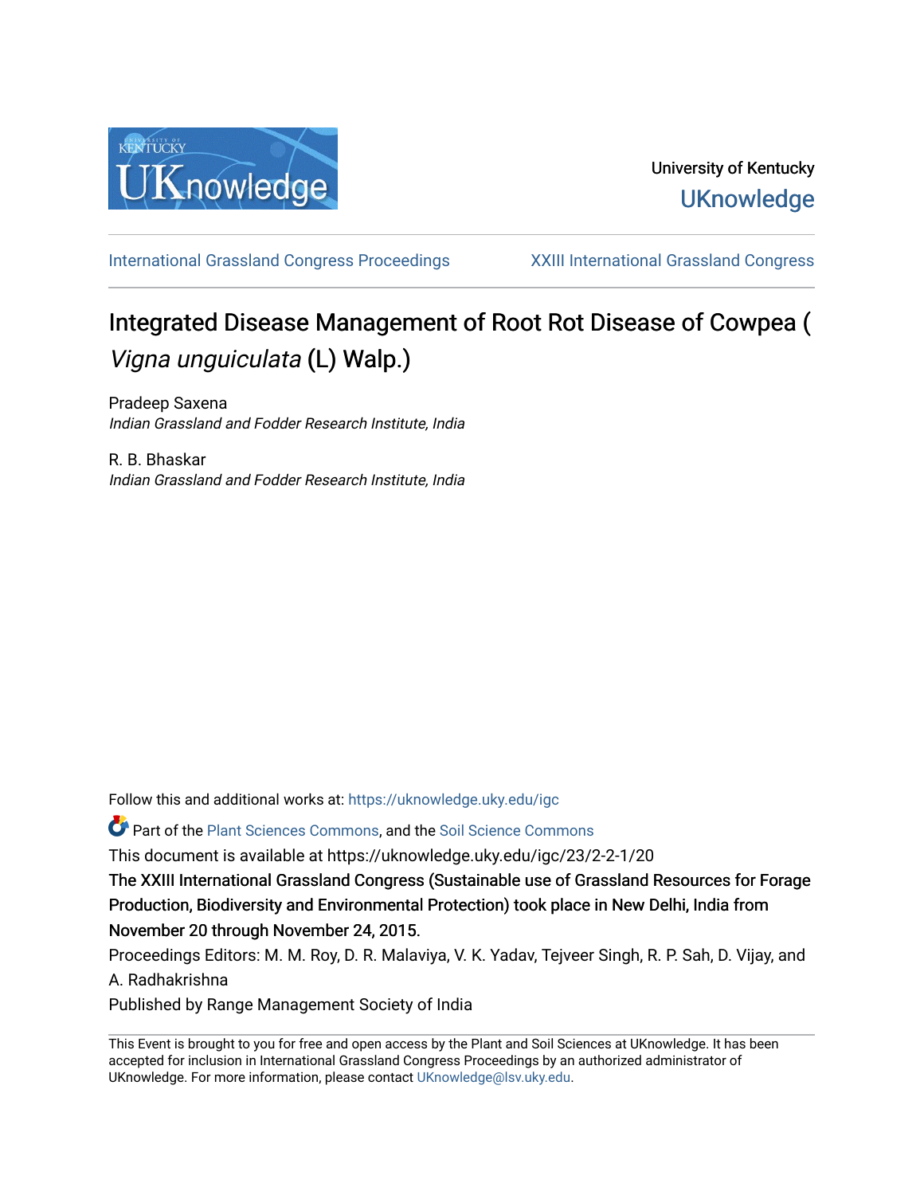University of Kentucky

UKnowledge

International Grassland Congress Proceedings | XXIII International Grassland Congress

# Integrated Disease Management of Root Rot Disease of Cowpea (*Vigna unguiculata* (L) Walp.)

Pradeep Saxena
*Indian Grassland and Fodder Research Institute, India*

R. B. Bhaskar
*Indian Grassland and Fodder Research Institute, India*

Follow this and additional works at: https://uknowledge.uky.edu/igc

Part of the Plant Sciences Commons, and the Soil Science Commons

This document is available at https://uknowledge.uky.edu/igc/23/2-2-1/20

The XXIII International Grassland Congress (Sustainable use of Grassland Resources for Forage Production, Biodiversity and Environmental Protection) took place in New Delhi, India from November 20 through November 24, 2015.

Proceedings Editors: M. M. Roy, D. R. Malaviya, V. K. Yadav, Tejveer Singh, R. P. Sah, D. Vijay, and A. Radhakrishna

Published by Range Management Society of India

This Event is brought to you for free and open access by the Plant and Soil Sciences at UKnowledge. It has been accepted for inclusion in International Grassland Congress Proceedings by an authorized administrator of UKnowledge. For more information, please contact UKnowledge@lsv.uky.edu.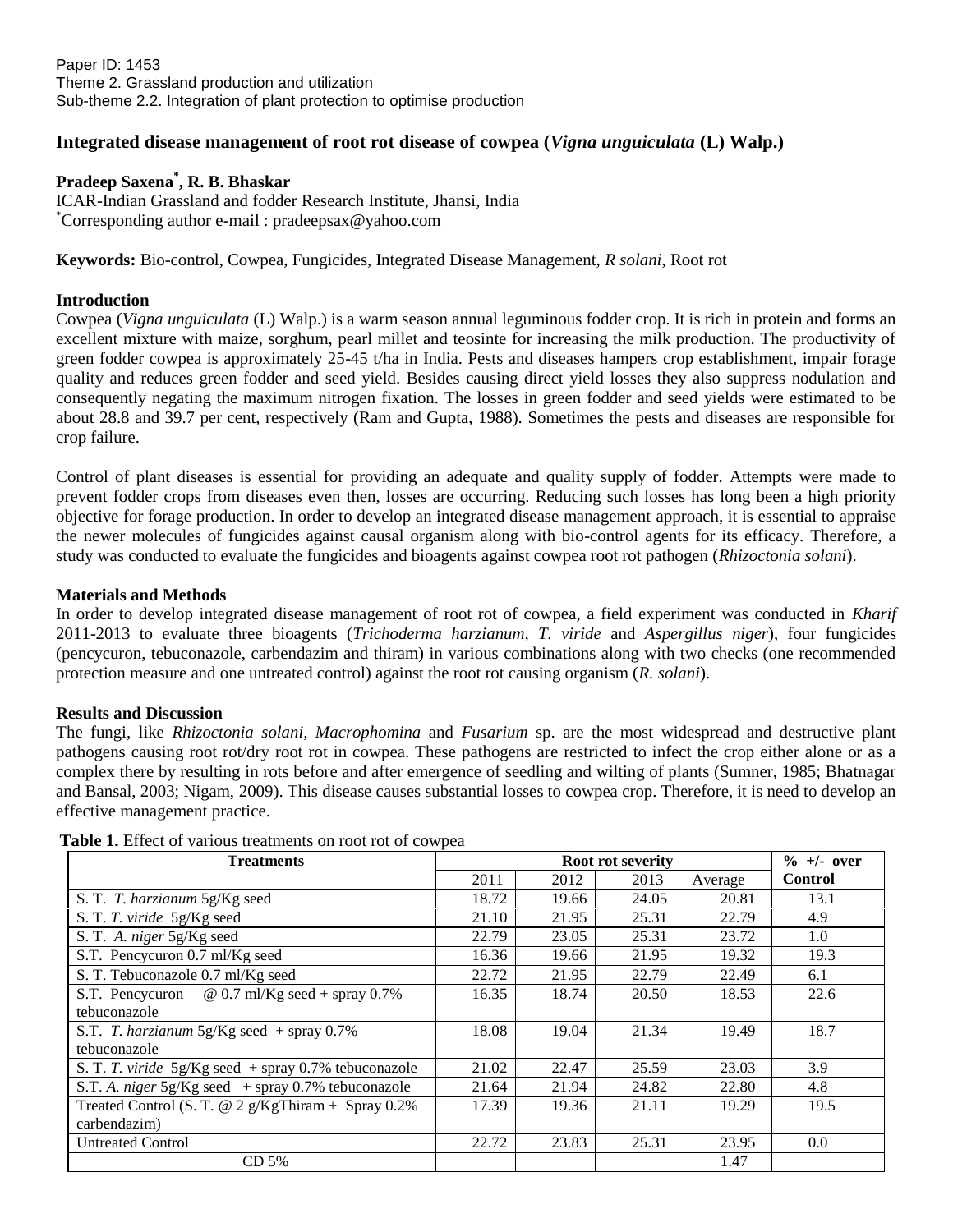Paper ID: 1453
Theme 2. Grassland production and utilization
Sub-theme 2.2. Integration of plant protection to optimise production

# Integrated disease management of root rot disease of cowpea (*Vigna unguiculata* (L) Walp.)

**Pradeep Saxena[*], R. B. Bhaskar**

ICAR-Indian Grassland and fodder Research Institute, Jhansi, India
[*]Corresponding author e-mail : pradeepsax@yahoo.com

**Keywords:** Bio-control, Cowpea, Fungicides, Integrated Disease Management, *R solani*, Root rot

## Introduction

Cowpea (*Vigna unguiculata* (L) Walp.) is a warm season annual leguminous fodder crop. It is rich in protein and forms an excellent mixture with maize, sorghum, pearl millet and teosinte for increasing the milk production. The productivity of green fodder cowpea is approximately 25-45 t/ha in India. Pests and diseases hampers crop establishment, impair forage quality and reduces green fodder and seed yield. Besides causing direct yield losses they also suppress nodulation and consequently negating the maximum nitrogen fixation. The losses in green fodder and seed yields were estimated to be about 28.8 and 39.7 per cent, respectively (Ram and Gupta, 1988). Sometimes the pests and diseases are responsible for crop failure.

Control of plant diseases is essential for providing an adequate and quality supply of fodder. Attempts were made to prevent fodder crops from diseases even then, losses are occurring. Reducing such losses has long been a high priority objective for forage production. In order to develop an integrated disease management approach, it is essential to appraise the newer molecules of fungicides against causal organism along with bio-control agents for its efficacy. Therefore, a study was conducted to evaluate the fungicides and bioagents against cowpea root rot pathogen (*Rhizoctonia solani*).

## Materials and Methods

In order to develop integrated disease management of root rot of cowpea, a field experiment was conducted in *Kharif* 2011-2013 to evaluate three bioagents (*Trichoderma harzianum, T. viride* and *Aspergillus niger*), four fungicides (pencycuron, tebuconazole, carbendazim and thiram) in various combinations along with two checks (one recommended protection measure and one untreated control) against the root rot causing organism (*R. solani*).

## Results and Discussion

The fungi, like *Rhizoctonia solani, Macrophomina* and *Fusarium* sp. are the most widespread and destructive plant pathogens causing root rot/dry root rot in cowpea. These pathogens are restricted to infect the crop either alone or as a complex there by resulting in rots before and after emergence of seedling and wilting of plants (Sumner, 1985; Bhatnagar and Bansal, 2003; Nigam, 2009). This disease causes substantial losses to cowpea crop. Therefore, it is need to develop an effective management practice.

**Table 1.** Effect of various treatments on root rot of cowpea

| Treatments | Root rot severity | | | | % +/- over Control |
|---|---|---|---|---|---|
| | 2011 | 2012 | 2013 | Average | |
| S. T. *T. harzianum* 5g/Kg seed | 18.72 | 19.66 | 24.05 | 20.81 | 13.1 |
| S. T. *T. viride* 5g/Kg seed | 21.10 | 21.95 | 25.31 | 22.79 | 4.9 |
| S. T. *A. niger* 5g/Kg seed | 22.79 | 23.05 | 25.31 | 23.72 | 1.0 |
| S.T. Pencycuron 0.7 ml/Kg seed | 16.36 | 19.66 | 21.95 | 19.32 | 19.3 |
| S. T. Tebuconazole 0.7 ml/Kg seed | 22.72 | 21.95 | 22.79 | 22.49 | 6.1 |
| S.T. Pencycuron @ 0.7 ml/Kg seed + spray 0.7% tebuconazole | 16.35 | 18.74 | 20.50 | 18.53 | 22.6 |
| S.T. *T. harzianum* 5g/Kg seed + spray 0.7% tebuconazole | 18.08 | 19.04 | 21.34 | 19.49 | 18.7 |
| S. T. *T. viride* 5g/Kg seed + spray 0.7% tebuconazole | 21.02 | 22.47 | 25.59 | 23.03 | 3.9 |
| S.T. *A. niger* 5g/Kg seed + spray 0.7% tebuconazole | 21.64 | 21.94 | 24.82 | 22.80 | 4.8 |
| Treated Control (S. T. @ 2 g/KgThiram + Spray 0.2% carbendazim) | 17.39 | 19.36 | 21.11 | 19.29 | 19.5 |
| Untreated Control | 22.72 | 23.83 | 25.31 | 23.95 | 0.0 |
| CD 5% | | | | 1.47 | |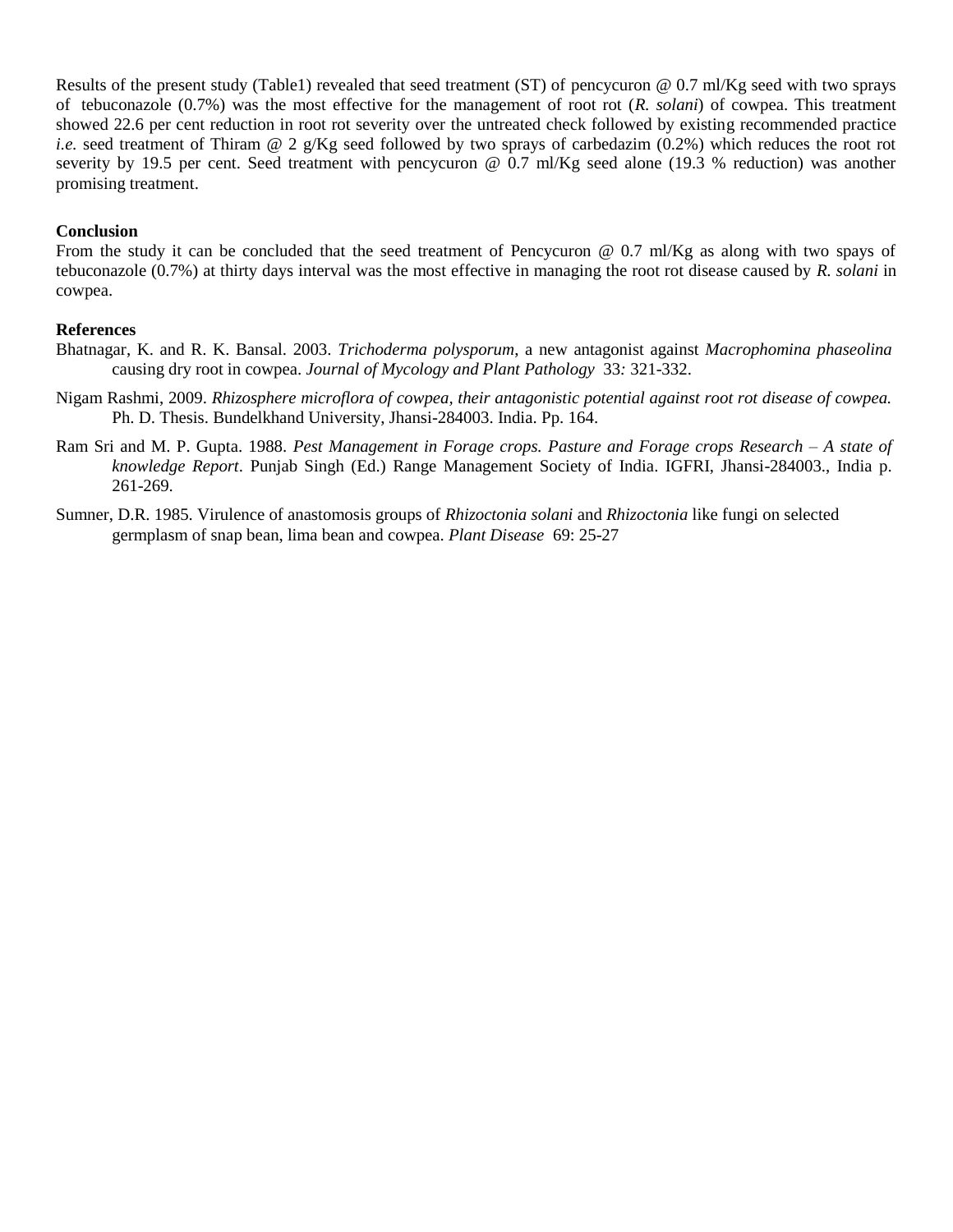Results of the present study (Table1) revealed that seed treatment (ST) of pencycuron @ 0.7 ml/Kg seed with two sprays of tebuconazole (0.7%) was the most effective for the management of root rot (*R. solani*) of cowpea. This treatment showed 22.6 per cent reduction in root rot severity over the untreated check followed by existing recommended practice *i.e.* seed treatment of Thiram @ 2 g/Kg seed followed by two sprays of carbedazim (0.2%) which reduces the root rot severity by 19.5 per cent. Seed treatment with pencycuron @ 0.7 ml/Kg seed alone (19.3 % reduction) was another promising treatment.

**Conclusion**

From the study it can be concluded that the seed treatment of Pencycuron @ 0.7 ml/Kg as along with two spays of tebuconazole (0.7%) at thirty days interval was the most effective in managing the root rot disease caused by *R. solani* in cowpea.

**References**

Bhatnagar, K. and R. K. Bansal. 2003. *Trichoderma polysporum*, a new antagonist against *Macrophomina phaseolina* causing dry root in cowpea. *Journal of Mycology and Plant Pathology* 33*:* 321-332.

Nigam Rashmi, 2009. *Rhizosphere microflora of cowpea, their antagonistic potential against root rot disease of cowpea.* Ph. D. Thesis. Bundelkhand University, Jhansi-284003. India. Pp. 164.

Ram Sri and M. P. Gupta. 1988. *Pest Management in Forage crops. Pasture and Forage crops Research – A state of knowledge Report*. Punjab Singh (Ed.) Range Management Society of India. IGFRI, Jhansi-284003., India p. 261-269.

Sumner, D.R. 1985. Virulence of anastomosis groups of *Rhizoctonia solani* and *Rhizoctonia* like fungi on selected germplasm of snap bean, lima bean and cowpea. *Plant Disease* 69: 25-27